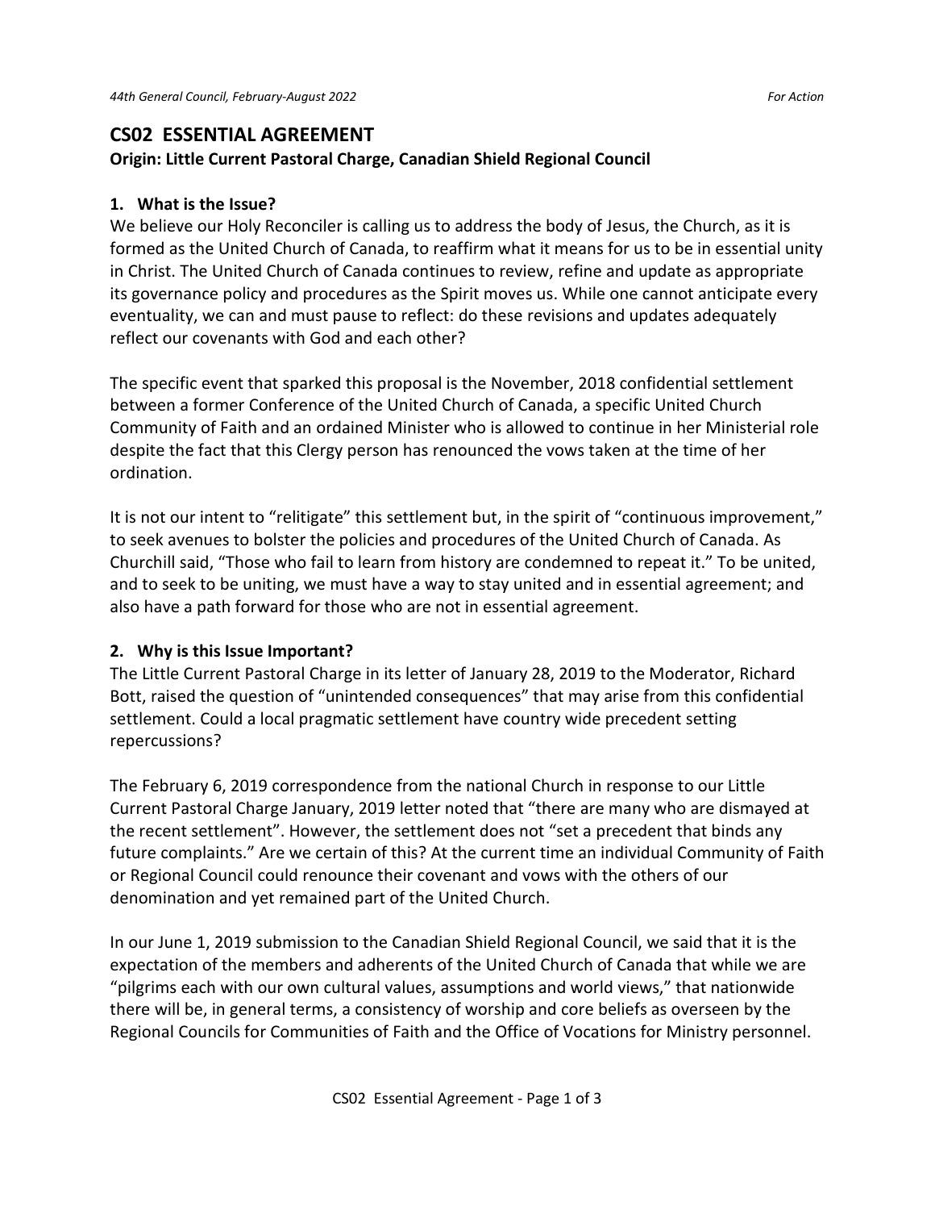## CS02 ESSENTIAL AGREEMENT

**Origin: Little Current Pastoral Charge, Canadian Shield Regional Council**

### 1. What is the Issue?

We believe our Holy Reconciler is calling us to address the body of Jesus, the Church, as it is formed as the United Church of Canada, to reaffirm what it means for us to be in essential unity in Christ. The United Church of Canada continues to review, refine and update as appropriate its governance policy and procedures as the Spirit moves us. While one cannot anticipate every eventuality, we can and must pause to reflect: do these revisions and updates adequately reflect our covenants with God and each other?

The specific event that sparked this proposal is the November, 2018 confidential settlement between a former Conference of the United Church of Canada, a specific United Church Community of Faith and an ordained Minister who is allowed to continue in her Ministerial role despite the fact that this Clergy person has renounced the vows taken at the time of her ordination.

It is not our intent to "relitigate" this settlement but, in the spirit of "continuous improvement," to seek avenues to bolster the policies and procedures of the United Church of Canada. As Churchill said, "Those who fail to learn from history are condemned to repeat it." To be united, and to seek to be uniting, we must have a way to stay united and in essential agreement; and also have a path forward for those who are not in essential agreement.

### 2. Why is this Issue Important?

The Little Current Pastoral Charge in its letter of January 28, 2019 to the Moderator, Richard Bott, raised the question of "unintended consequences" that may arise from this confidential settlement. Could a local pragmatic settlement have country wide precedent setting repercussions?

The February 6, 2019 correspondence from the national Church in response to our Little Current Pastoral Charge January, 2019 letter noted that "there are many who are dismayed at the recent settlement". However, the settlement does not "set a precedent that binds any future complaints." Are we certain of this? At the current time an individual Community of Faith or Regional Council could renounce their covenant and vows with the others of our denomination and yet remained part of the United Church.

In our June 1, 2019 submission to the Canadian Shield Regional Council, we said that it is the expectation of the members and adherents of the United Church of Canada that while we are "pilgrims each with our own cultural values, assumptions and world views," that nationwide there will be, in general terms, a consistency of worship and core beliefs as overseen by the Regional Councils for Communities of Faith and the Office of Vocations for Ministry personnel.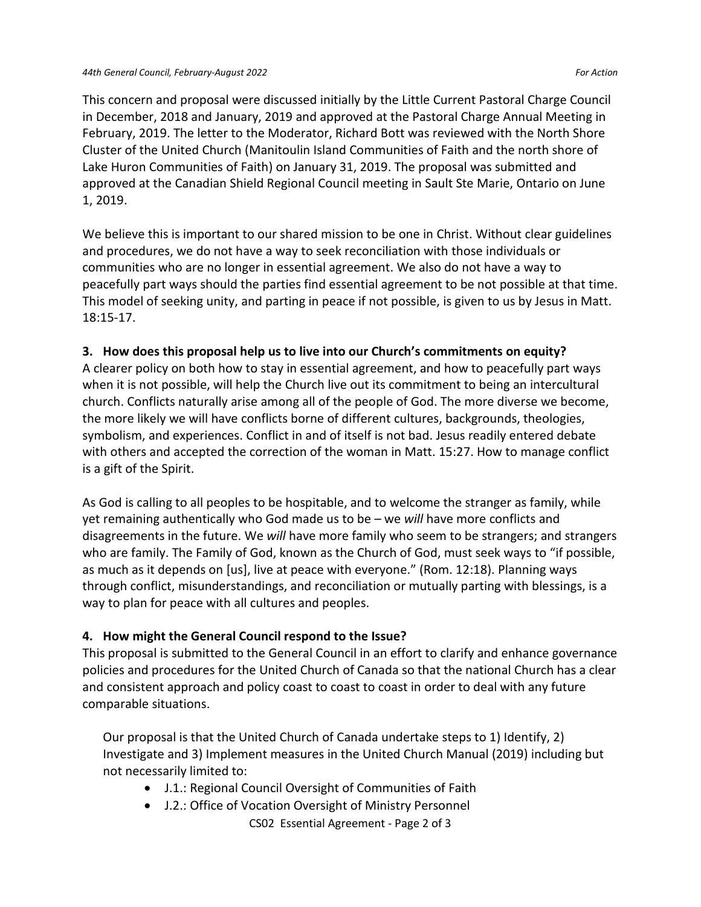This concern and proposal were discussed initially by the Little Current Pastoral Charge Council in December, 2018 and January, 2019 and approved at the Pastoral Charge Annual Meeting in February, 2019. The letter to the Moderator, Richard Bott was reviewed with the North Shore Cluster of the United Church (Manitoulin Island Communities of Faith and the north shore of Lake Huron Communities of Faith) on January 31, 2019. The proposal was submitted and approved at the Canadian Shield Regional Council meeting in Sault Ste Marie, Ontario on June 1, 2019.

We believe this is important to our shared mission to be one in Christ. Without clear guidelines and procedures, we do not have a way to seek reconciliation with those individuals or communities who are no longer in essential agreement. We also do not have a way to peacefully part ways should the parties find essential agreement to be not possible at that time. This model of seeking unity, and parting in peace if not possible, is given to us by Jesus in Matt. 18:15-17.

### 3. How does this proposal help us to live into our Church's commitments on equity?

A clearer policy on both how to stay in essential agreement, and how to peacefully part ways when it is not possible, will help the Church live out its commitment to being an intercultural church. Conflicts naturally arise among all of the people of God. The more diverse we become, the more likely we will have conflicts borne of different cultures, backgrounds, theologies, symbolism, and experiences. Conflict in and of itself is not bad. Jesus readily entered debate with others and accepted the correction of the woman in Matt. 15:27. How to manage conflict is a gift of the Spirit.

As God is calling to all peoples to be hospitable, and to welcome the stranger as family, while yet remaining authentically who God made us to be – we *will* have more conflicts and disagreements in the future. We *will* have more family who seem to be strangers; and strangers who are family. The Family of God, known as the Church of God, must seek ways to "if possible, as much as it depends on [us], live at peace with everyone." (Rom. 12:18). Planning ways through conflict, misunderstandings, and reconciliation or mutually parting with blessings, is a way to plan for peace with all cultures and peoples.

### 4. How might the General Council respond to the Issue?

This proposal is submitted to the General Council in an effort to clarify and enhance governance policies and procedures for the United Church of Canada so that the national Church has a clear and consistent approach and policy coast to coast to coast in order to deal with any future comparable situations.

Our proposal is that the United Church of Canada undertake steps to 1) Identify, 2) Investigate and 3) Implement measures in the United Church Manual (2019) including but not necessarily limited to:

- J.1.: Regional Council Oversight of Communities of Faith
- J.2.: Office of Vocation Oversight of Ministry Personnel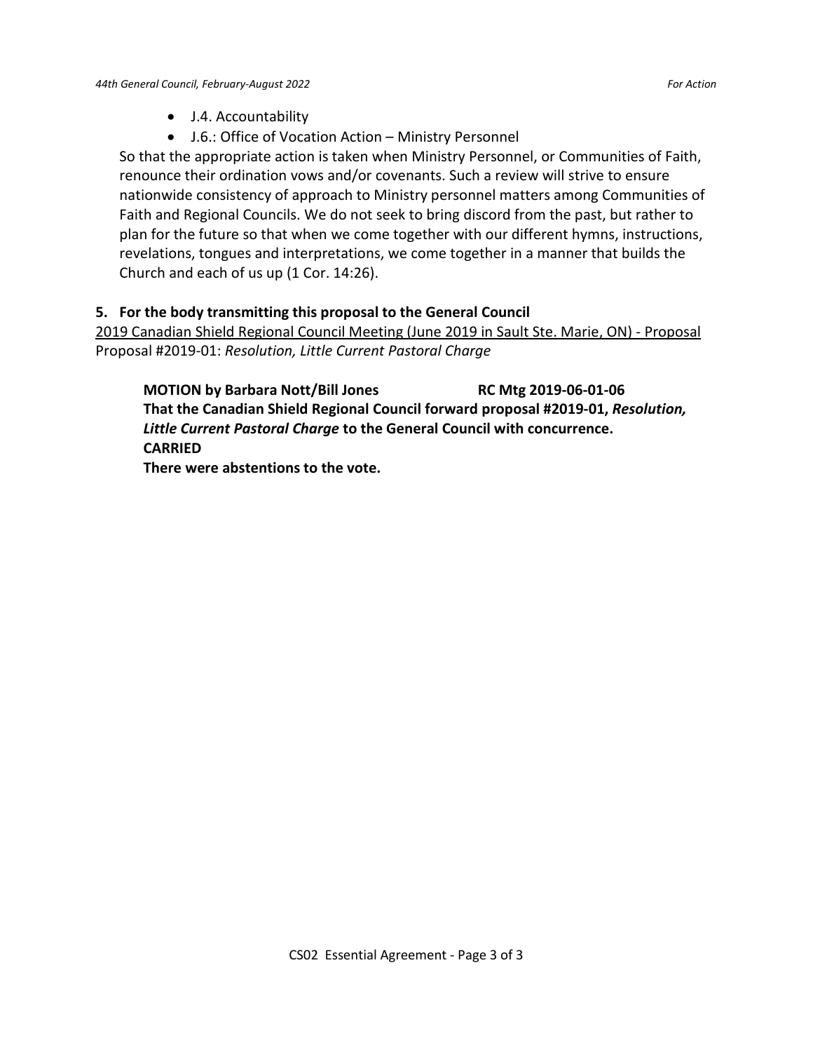- J.4. Accountability
- J.6.: Office of Vocation Action – Ministry Personnel

So that the appropriate action is taken when Ministry Personnel, or Communities of Faith, renounce their ordination vows and/or covenants. Such a review will strive to ensure nationwide consistency of approach to Ministry personnel matters among Communities of Faith and Regional Councils. We do not seek to bring discord from the past, but rather to plan for the future so that when we come together with our different hymns, instructions, revelations, tongues and interpretations, we come together in a manner that builds the Church and each of us up (1 Cor. 14:26).

**5. For the body transmitting this proposal to the General Council**

2019 Canadian Shield Regional Council Meeting (June 2019 in Sault Ste. Marie, ON) - Proposal
Proposal #2019-01: *Resolution, Little Current Pastoral Charge*

> **MOTION by Barbara Nott/Bill Jones RC Mtg 2019-06-01-06**
> **That the Canadian Shield Regional Council forward proposal #2019-01, *Resolution, Little Current Pastoral Charge* to the General Council with concurrence.**
> **CARRIED**
> **There were abstentions to the vote.**